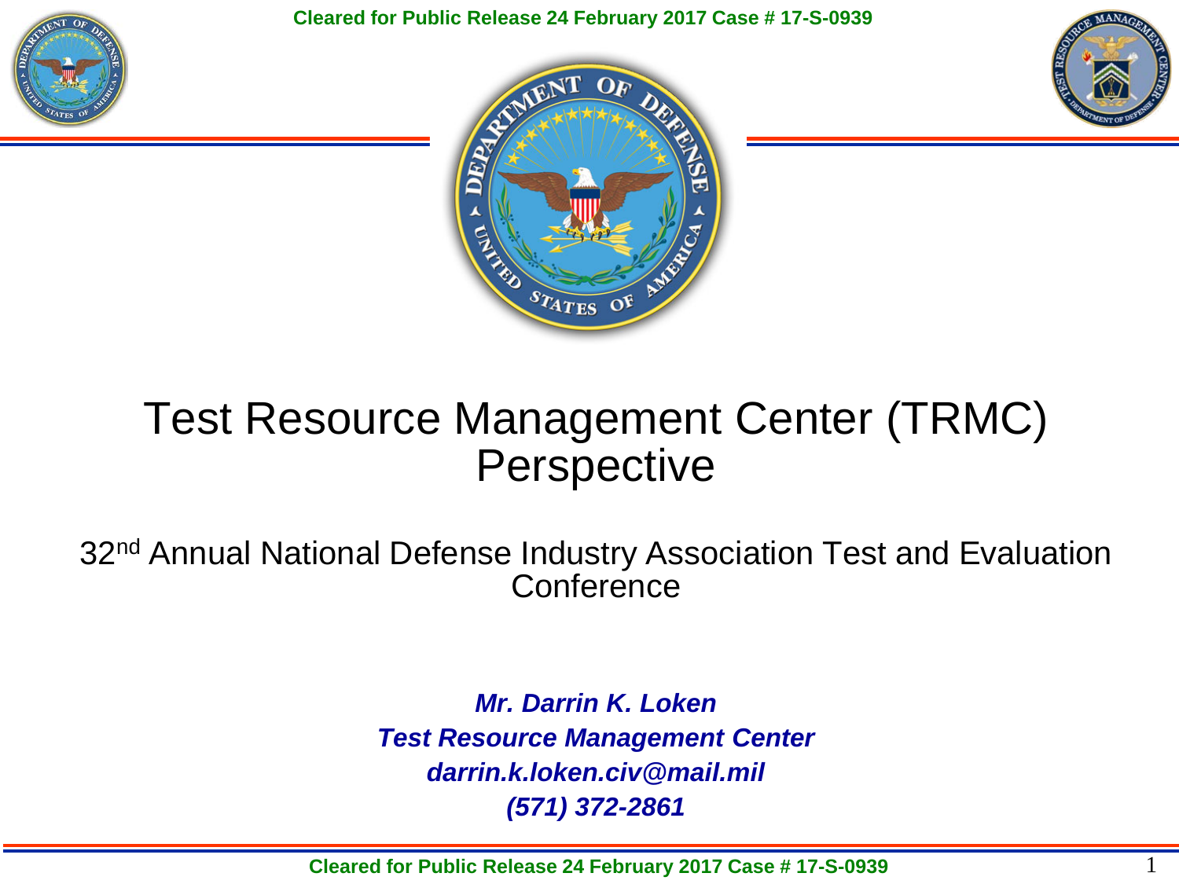Cleared for Public Release 24 February 2017 Case # 17-S-0939

# Test Resource Management Center (TRMC) Perspective

32nd Annual National Defense Industry Association Test and Evaluation Conference

***Mr. Darrin K. Loken***
***Test Resource Management Center***
***darrin.k.loken.civ@mail.mil***
***(571) 372-2861***

Cleared for Public Release 24 February 2017 Case # 17-S-0939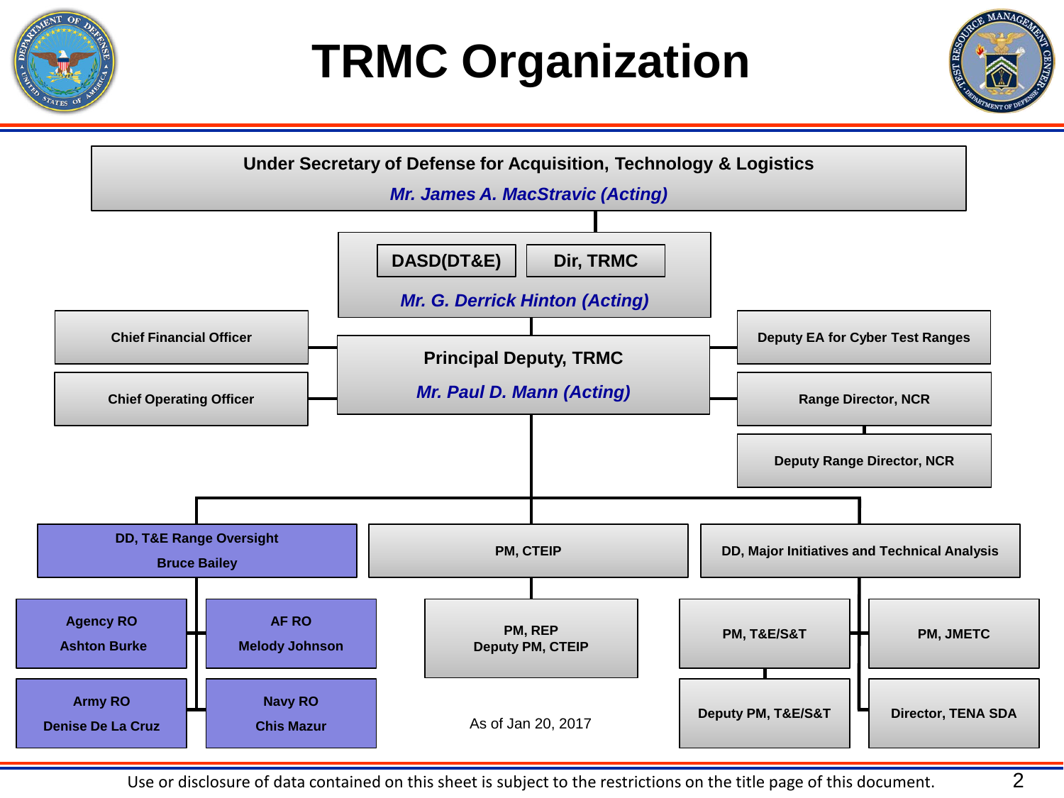# TRMC Organization

- **Under Secretary of Defense for Acquisition, Technology & Logistics** — *Mr. James A. MacStravic (Acting)*
  - **DASD(DT&E) / Dir, TRMC** — *Mr. G. Derrick Hinton (Acting)*
    - **Principal Deputy, TRMC** — *Mr. Paul D. Mann (Acting)*
      - Chief Financial Officer
      - Chief Operating Officer
      - Deputy EA for Cyber Test Ranges
      - Range Director, NCR
        - Deputy Range Director, NCR
      - **DD, T&E Range Oversight** — Bruce Bailey
        - Agency RO — Ashton Burke
        - AF RO — Melody Johnson
        - Army RO — Denise De La Cruz
        - Navy RO — Chis Mazur
      - **PM, CTEIP**
        - PM, REP / Deputy PM, CTEIP
      - **DD, Major Initiatives and Technical Analysis**
        - PM, T&E/S&T
          - Deputy PM, T&E/S&T
        - PM, JMETC
        - Director, TENA SDA

As of Jan 20, 2017

Use or disclosure of data contained on this sheet is subject to the restrictions on the title page of this document.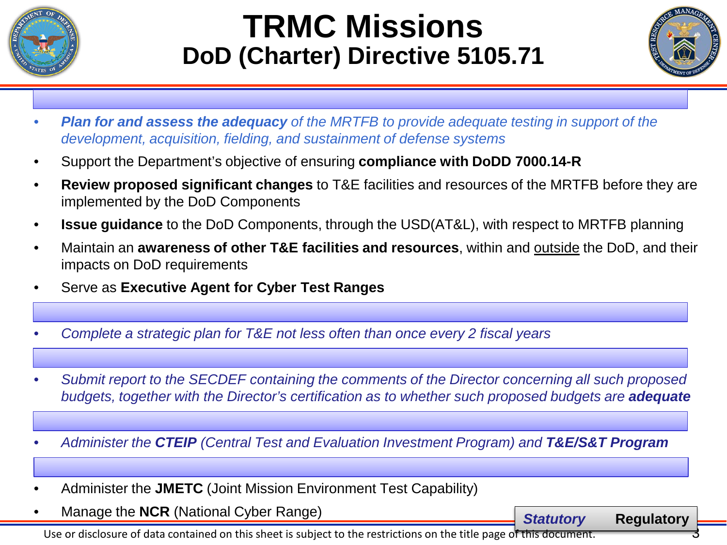# TRMC Missions

## DoD (Charter) Directive 5105.71

- ***Plan for and assess the adequacy** of the MRTFB to provide adequate testing in support of the development, acquisition, fielding, and sustainment of defense systems*
- Support the Department's objective of ensuring **compliance with DoDD 7000.14-R**
- **Review proposed significant changes** to T&E facilities and resources of the MRTFB before they are implemented by the DoD Components
- **Issue guidance** to the DoD Components, through the USD(AT&L), with respect to MRTFB planning
- Maintain an **awareness of other T&E facilities and resources**, within and <u>outside</u> the DoD, and their impacts on DoD requirements
- Serve as **Executive Agent for Cyber Test Ranges**

- *Complete a strategic plan for T&E not less often than once every 2 fiscal years*

- *Submit report to the SECDEF containing the comments of the Director concerning all such proposed budgets, together with the Director's certification as to whether such proposed budgets are **adequate***

- *Administer the **CTEIP** (Central Test and Evaluation Investment Program) and **T&E/S&T Program***

- Administer the **JMETC** (Joint Mission Environment Test Capability)
- Manage the **NCR** (National Cyber Range)

***Statutory*** **Regulatory**

Use or disclosure of data contained on this sheet is subject to the restrictions on the title page of this document.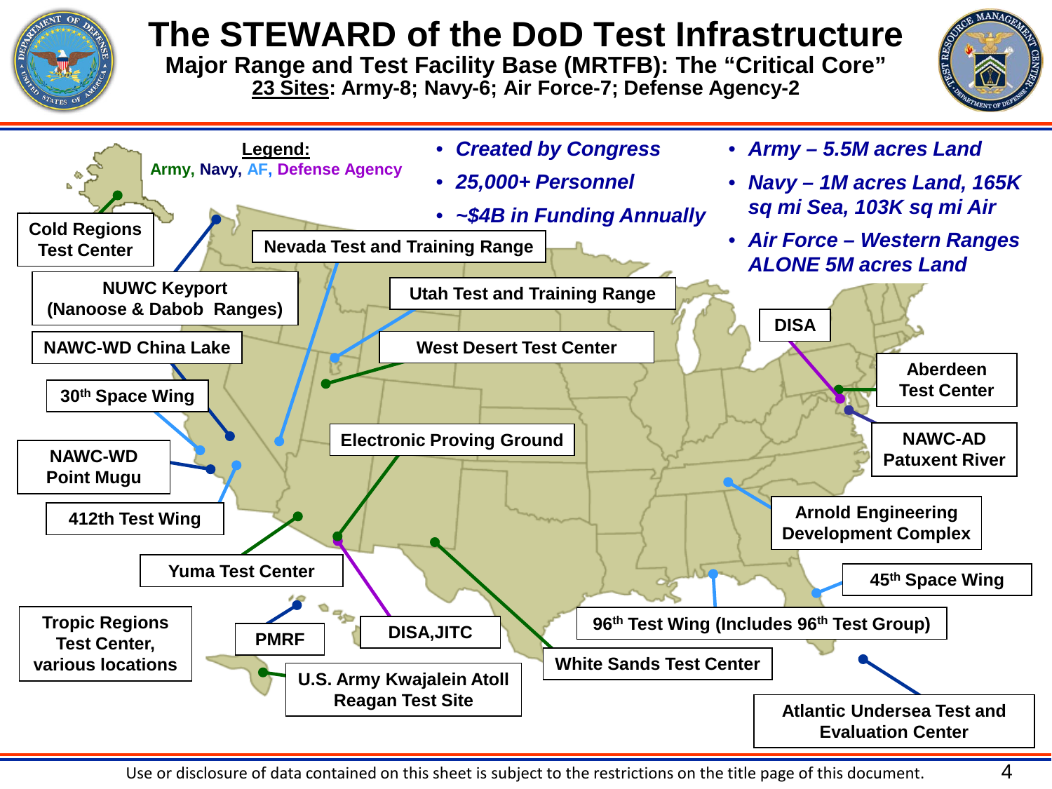# The STEWARD of the DoD Test Infrastructure

## Major Range and Test Facility Base (MRTFB): The "Critical Core"

**23 Sites: Army-8; Navy-6; Air Force-7; Defense Agency-2**

**Legend:** Army, Navy, AF, Defense Agency

- *Created by Congress*
- *25,000+ Personnel*
- *~$4B in Funding Annually*

- *Army – 5.5M acres Land*
- *Navy – 1M acres Land, 165K sq mi Sea, 103K sq mi Air*
- *Air Force – Western Ranges ALONE 5M acres Land*

- Cold Regions Test Center
- NUWC Keyport (Nanoose & Dabob Ranges)
- NAWC-WD China Lake
- 30th Space Wing
- NAWC-WD Point Mugu
- 412th Test Wing
- Yuma Test Center
- Tropic Regions Test Center, various locations
- PMRF
- DISA,JITC
- U.S. Army Kwajalein Atoll Reagan Test Site
- Nevada Test and Training Range
- Utah Test and Training Range
- West Desert Test Center
- Electronic Proving Ground
- White Sands Test Center
- DISA
- Aberdeen Test Center
- NAWC-AD Patuxent River
- Arnold Engineering Development Complex
- 45th Space Wing
- 96th Test Wing (Includes 96th Test Group)
- Atlantic Undersea Test and Evaluation Center

Use or disclosure of data contained on this sheet is subject to the restrictions on the title page of this document.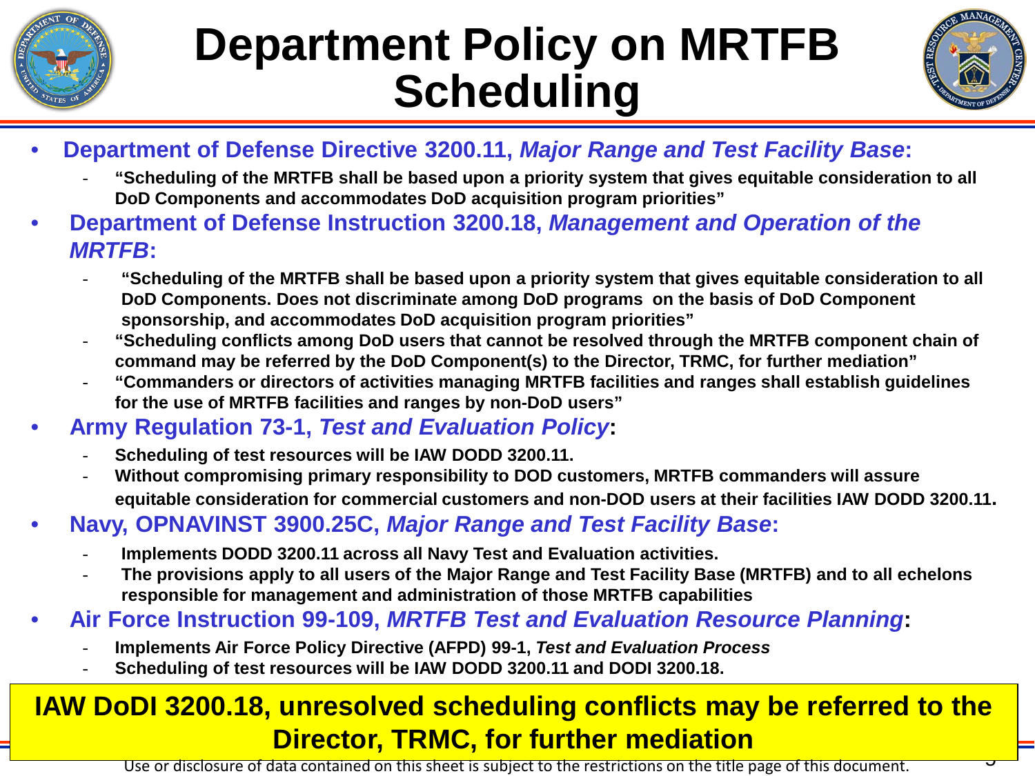# Department Policy on MRTFB Scheduling

- **Department of Defense Directive 3200.11, *Major Range and Test Facility Base*:**
  - **"Scheduling of the MRTFB shall be based upon a priority system that gives equitable consideration to all DoD Components and accommodates DoD acquisition program priorities"**
- **Department of Defense Instruction 3200.18, *Management and Operation of the MRTFB*:**
  - **"Scheduling of the MRTFB shall be based upon a priority system that gives equitable consideration to all DoD Components. Does not discriminate among DoD programs on the basis of DoD Component sponsorship, and accommodates DoD acquisition program priorities"**
  - **"Scheduling conflicts among DoD users that cannot be resolved through the MRTFB component chain of command may be referred by the DoD Component(s) to the Director, TRMC, for further mediation"**
  - **"Commanders or directors of activities managing MRTFB facilities and ranges shall establish guidelines for the use of MRTFB facilities and ranges by non-DoD users"**
- **Army Regulation 73-1, *Test and Evaluation Policy*:**
  - **Scheduling of test resources will be IAW DODD 3200.11.**
  - **Without compromising primary responsibility to DOD customers, MRTFB commanders will assure equitable consideration for commercial customers and non-DOD users at their facilities IAW DODD 3200.11.**
- **Navy, OPNAVINST 3900.25C, *Major Range and Test Facility Base*:**
  - **Implements DODD 3200.11 across all Navy Test and Evaluation activities.**
  - **The provisions apply to all users of the Major Range and Test Facility Base (MRTFB) and to all echelons responsible for management and administration of those MRTFB capabilities**
- **Air Force Instruction 99-109, *MRTFB Test and Evaluation Resource Planning*:**
  - **Implements Air Force Policy Directive (AFPD) 99-1, *Test and Evaluation Process***
  - **Scheduling of test resources will be IAW DODD 3200.11 and DODI 3200.18.**

**IAW DoDI 3200.18, unresolved scheduling conflicts may be referred to the Director, TRMC, for further mediation**

Use or disclosure of data contained on this sheet is subject to the restrictions on the title page of this document.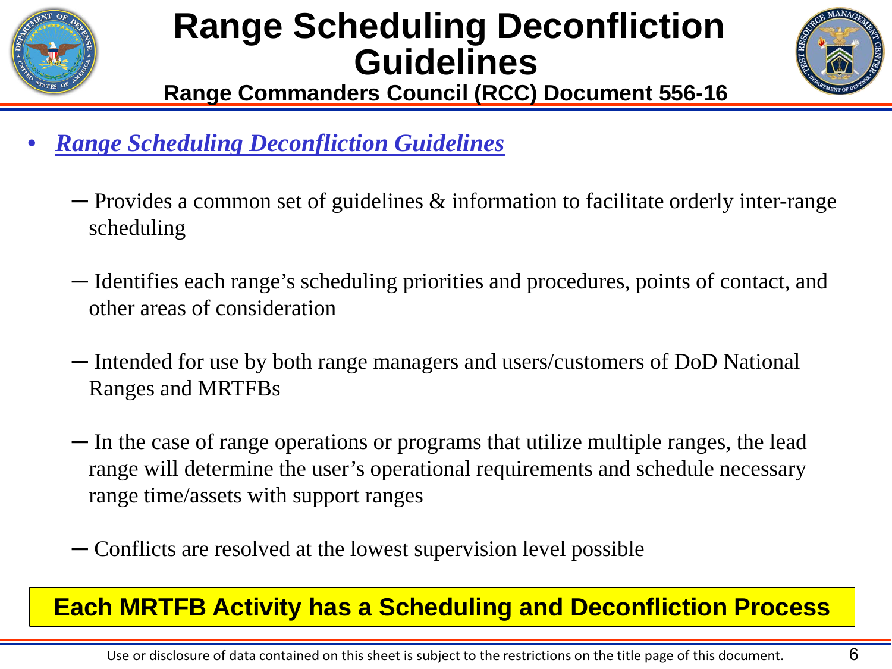# Range Scheduling Deconfliction Guidelines

## Range Commanders Council (RCC) Document 556-16

- ***Range Scheduling Deconfliction Guidelines***
  - Provides a common set of guidelines & information to facilitate orderly inter-range scheduling
  - Identifies each range's scheduling priorities and procedures, points of contact, and other areas of consideration
  - Intended for use by both range managers and users/customers of DoD National Ranges and MRTFBs
  - In the case of range operations or programs that utilize multiple ranges, the lead range will determine the user's operational requirements and schedule necessary range time/assets with support ranges
  - Conflicts are resolved at the lowest supervision level possible

**Each MRTFB Activity has a Scheduling and Deconfliction Process**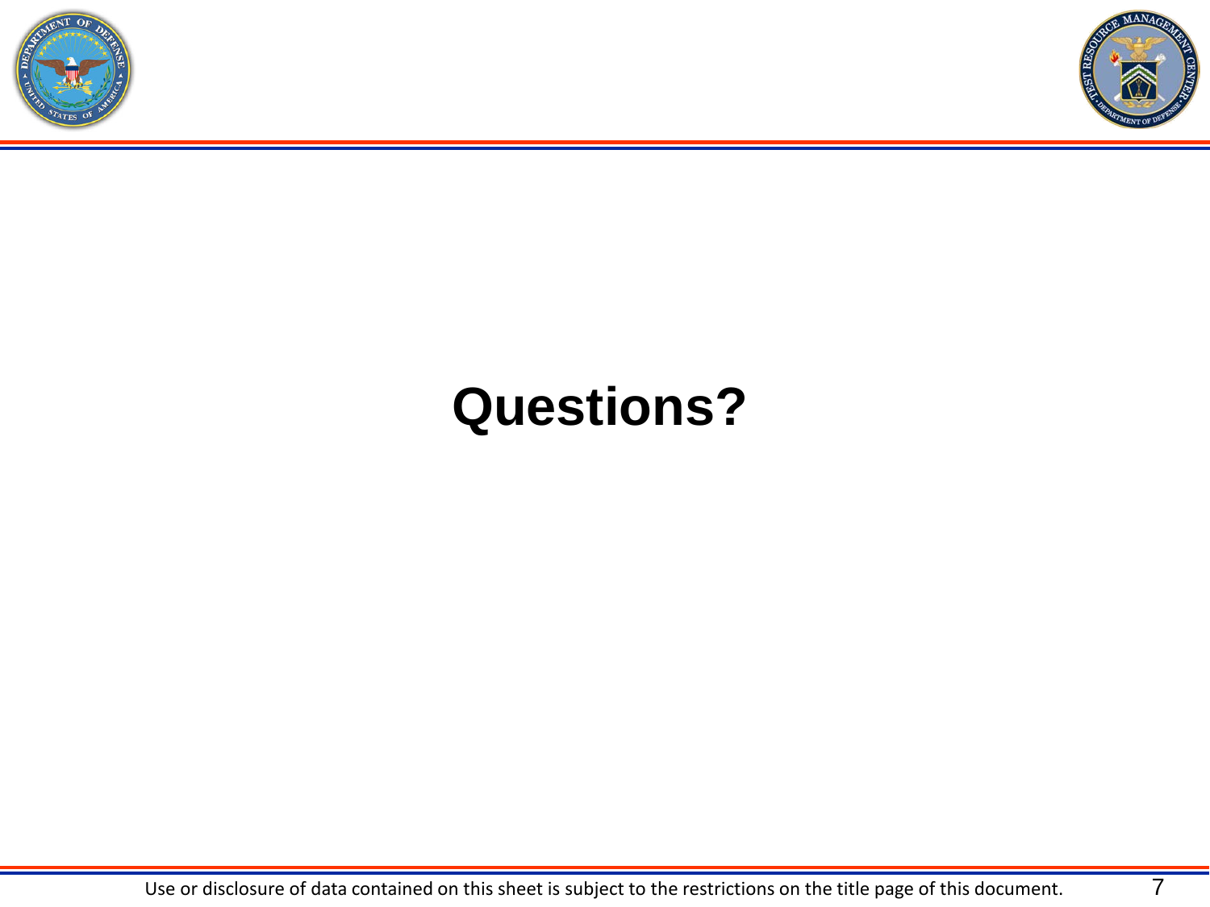# Questions?